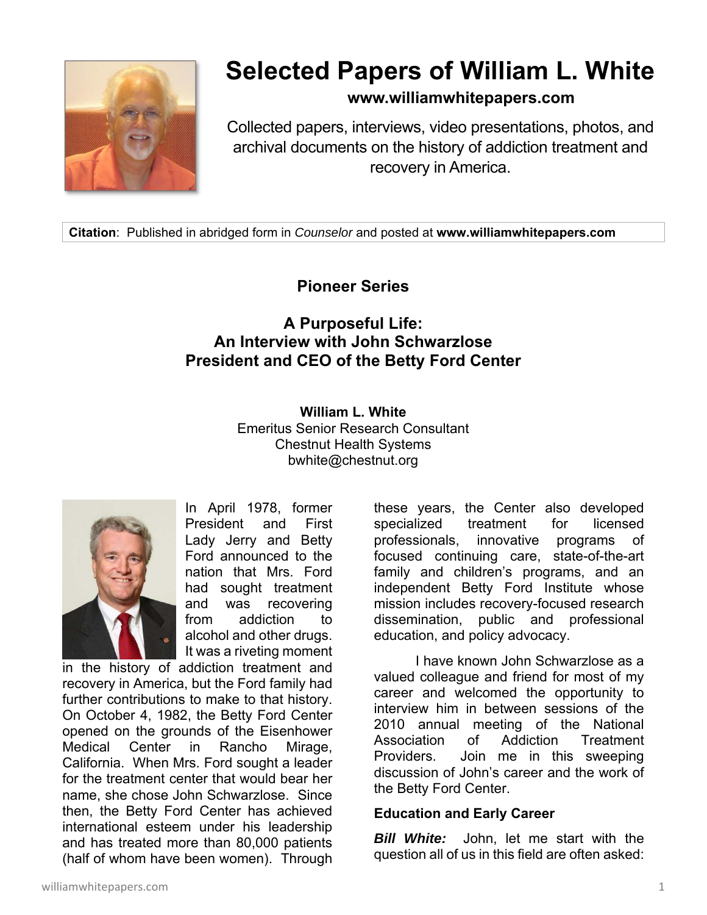# Selected Papers of William L. White

**www.williamwhitepapers.com**

Collected papers, interviews, video presentations, photos, and archival documents on the history of addiction treatment and recovery in America.

**Citation**: Published in abridged form in *Counselor* and posted at **www.williamwhitepapers.com**

## Pioneer Series

## A Purposeful Life: An Interview with John Schwarzlose President and CEO of the Betty Ford Center

**William L. White**
Emeritus Senior Research Consultant
Chestnut Health Systems
bwhite@chestnut.org

In April 1978, former President and First Lady Jerry and Betty Ford announced to the nation that Mrs. Ford had sought treatment and was recovering from addiction to alcohol and other drugs. It was a riveting moment in the history of addiction treatment and recovery in America, but the Ford family had further contributions to make to that history. On October 4, 1982, the Betty Ford Center opened on the grounds of the Eisenhower Medical Center in Rancho Mirage, California. When Mrs. Ford sought a leader for the treatment center that would bear her name, she chose John Schwarzlose. Since then, the Betty Ford Center has achieved international esteem under his leadership and has treated more than 80,000 patients (half of whom have been women). Through these years, the Center also developed specialized treatment for licensed professionals, innovative programs of focused continuing care, state-of-the-art family and children's programs, and an independent Betty Ford Institute whose mission includes recovery-focused research dissemination, public and professional education, and policy advocacy.

I have known John Schwarzlose as a valued colleague and friend for most of my career and welcomed the opportunity to interview him in between sessions of the 2010 annual meeting of the National Association of Addiction Treatment Providers. Join me in this sweeping discussion of John's career and the work of the Betty Ford Center.

### Education and Early Career

***Bill White:*** John, let me start with the question all of us in this field are often asked: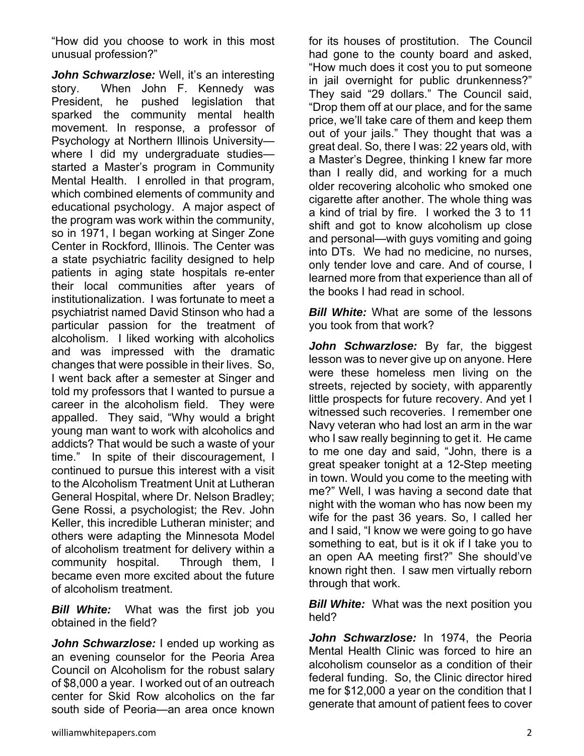"How did you choose to work in this most unusual profession?"

***John Schwarzlose:*** Well, it's an interesting story. When John F. Kennedy was President, he pushed legislation that sparked the community mental health movement. In response, a professor of Psychology at Northern Illinois University—where I did my undergraduate studies—started a Master's program in Community Mental Health. I enrolled in that program, which combined elements of community and educational psychology. A major aspect of the program was work within the community, so in 1971, I began working at Singer Zone Center in Rockford, Illinois. The Center was a state psychiatric facility designed to help patients in aging state hospitals re-enter their local communities after years of institutionalization. I was fortunate to meet a psychiatrist named David Stinson who had a particular passion for the treatment of alcoholism. I liked working with alcoholics and was impressed with the dramatic changes that were possible in their lives. So, I went back after a semester at Singer and told my professors that I wanted to pursue a career in the alcoholism field. They were appalled. They said, "Why would a bright young man want to work with alcoholics and addicts? That would be such a waste of your time." In spite of their discouragement, I continued to pursue this interest with a visit to the Alcoholism Treatment Unit at Lutheran General Hospital, where Dr. Nelson Bradley; Gene Rossi, a psychologist; the Rev. John Keller, this incredible Lutheran minister; and others were adapting the Minnesota Model of alcoholism treatment for delivery within a community hospital. Through them, I became even more excited about the future of alcoholism treatment.

***Bill White:*** What was the first job you obtained in the field?

***John Schwarzlose:*** I ended up working as an evening counselor for the Peoria Area Council on Alcoholism for the robust salary of $8,000 a year. I worked out of an outreach center for Skid Row alcoholics on the far south side of Peoria—an area once known for its houses of prostitution. The Council had gone to the county board and asked, "How much does it cost you to put someone in jail overnight for public drunkenness?" They said "29 dollars." The Council said, "Drop them off at our place, and for the same price, we'll take care of them and keep them out of your jails." They thought that was a great deal. So, there I was: 22 years old, with a Master's Degree, thinking I knew far more than I really did, and working for a much older recovering alcoholic who smoked one cigarette after another. The whole thing was a kind of trial by fire. I worked the 3 to 11 shift and got to know alcoholism up close and personal—with guys vomiting and going into DTs. We had no medicine, no nurses, only tender love and care. And of course, I learned more from that experience than all of the books I had read in school.

***Bill White:*** What are some of the lessons you took from that work?

***John Schwarzlose:*** By far, the biggest lesson was to never give up on anyone. Here were these homeless men living on the streets, rejected by society, with apparently little prospects for future recovery. And yet I witnessed such recoveries. I remember one Navy veteran who had lost an arm in the war who I saw really beginning to get it. He came to me one day and said, "John, there is a great speaker tonight at a 12-Step meeting in town. Would you come to the meeting with me?" Well, I was having a second date that night with the woman who has now been my wife for the past 36 years. So, I called her and I said, "I know we were going to go have something to eat, but is it ok if I take you to an open AA meeting first?" She should've known right then. I saw men virtually reborn through that work.

***Bill White:*** What was the next position you held?

***John Schwarzlose:*** In 1974, the Peoria Mental Health Clinic was forced to hire an alcoholism counselor as a condition of their federal funding. So, the Clinic director hired me for $12,000 a year on the condition that I generate that amount of patient fees to cover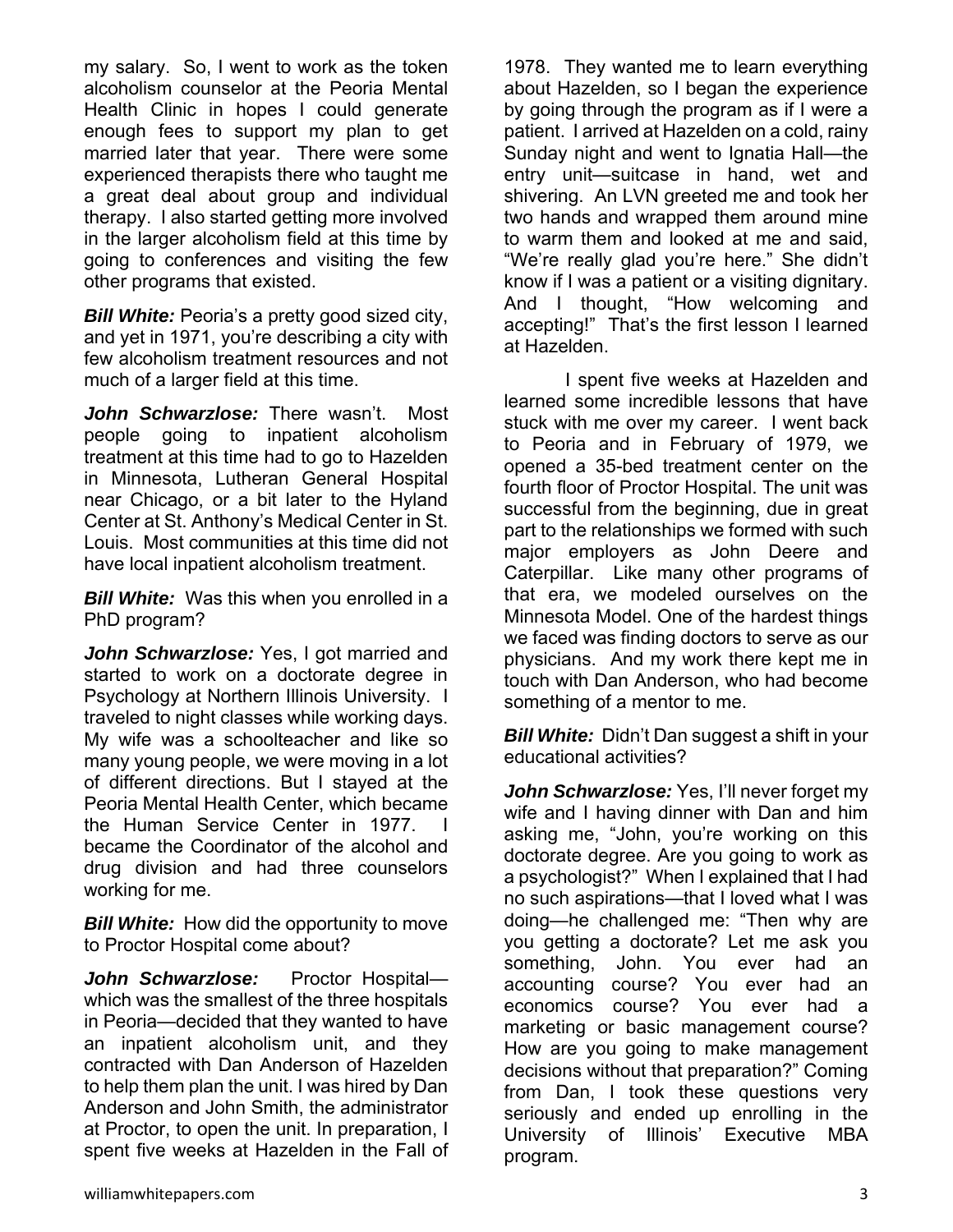my salary. So, I went to work as the token alcoholism counselor at the Peoria Mental Health Clinic in hopes I could generate enough fees to support my plan to get married later that year. There were some experienced therapists there who taught me a great deal about group and individual therapy. I also started getting more involved in the larger alcoholism field at this time by going to conferences and visiting the few other programs that existed.

***Bill White:*** Peoria's a pretty good sized city, and yet in 1971, you're describing a city with few alcoholism treatment resources and not much of a larger field at this time.

***John Schwarzlose:*** There wasn't. Most people going to inpatient alcoholism treatment at this time had to go to Hazelden in Minnesota, Lutheran General Hospital near Chicago, or a bit later to the Hyland Center at St. Anthony's Medical Center in St. Louis. Most communities at this time did not have local inpatient alcoholism treatment.

***Bill White:*** Was this when you enrolled in a PhD program?

***John Schwarzlose:*** Yes, I got married and started to work on a doctorate degree in Psychology at Northern Illinois University. I traveled to night classes while working days. My wife was a schoolteacher and like so many young people, we were moving in a lot of different directions. But I stayed at the Peoria Mental Health Center, which became the Human Service Center in 1977. I became the Coordinator of the alcohol and drug division and had three counselors working for me.

***Bill White:*** How did the opportunity to move to Proctor Hospital come about?

***John Schwarzlose:*** Proctor Hospital—which was the smallest of the three hospitals in Peoria—decided that they wanted to have an inpatient alcoholism unit, and they contracted with Dan Anderson of Hazelden to help them plan the unit. I was hired by Dan Anderson and John Smith, the administrator at Proctor, to open the unit. In preparation, I spent five weeks at Hazelden in the Fall of 1978. They wanted me to learn everything about Hazelden, so I began the experience by going through the program as if I were a patient. I arrived at Hazelden on a cold, rainy Sunday night and went to Ignatia Hall—the entry unit—suitcase in hand, wet and shivering. An LVN greeted me and took her two hands and wrapped them around mine to warm them and looked at me and said, "We're really glad you're here." She didn't know if I was a patient or a visiting dignitary. And I thought, "How welcoming and accepting!" That's the first lesson I learned at Hazelden.

I spent five weeks at Hazelden and learned some incredible lessons that have stuck with me over my career. I went back to Peoria and in February of 1979, we opened a 35-bed treatment center on the fourth floor of Proctor Hospital. The unit was successful from the beginning, due in great part to the relationships we formed with such major employers as John Deere and Caterpillar. Like many other programs of that era, we modeled ourselves on the Minnesota Model. One of the hardest things we faced was finding doctors to serve as our physicians. And my work there kept me in touch with Dan Anderson, who had become something of a mentor to me.

***Bill White:*** Didn't Dan suggest a shift in your educational activities?

***John Schwarzlose:*** Yes, I'll never forget my wife and I having dinner with Dan and him asking me, "John, you're working on this doctorate degree. Are you going to work as a psychologist?" When I explained that I had no such aspirations—that I loved what I was doing—he challenged me: "Then why are you getting a doctorate? Let me ask you something, John. You ever had an accounting course? You ever had an economics course? You ever had a marketing or basic management course? How are you going to make management decisions without that preparation?" Coming from Dan, I took these questions very seriously and ended up enrolling in the University of Illinois' Executive MBA program.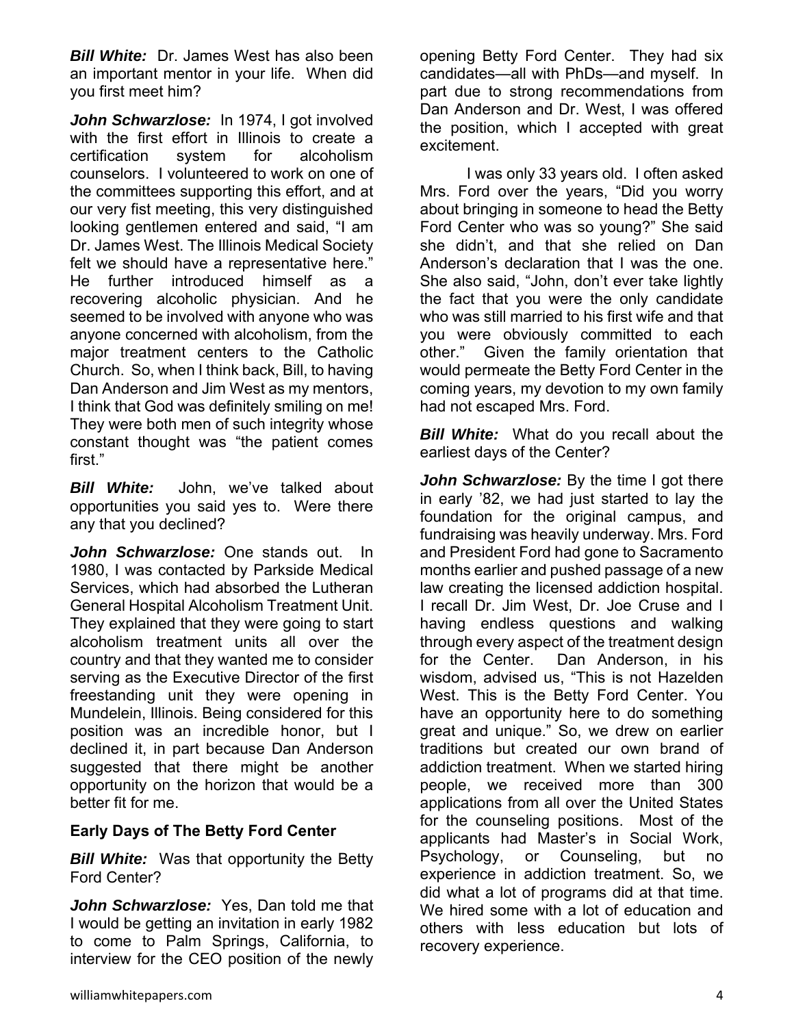***Bill White:*** Dr. James West has also been an important mentor in your life. When did you first meet him?

***John Schwarzlose:*** In 1974, I got involved with the first effort in Illinois to create a certification system for alcoholism counselors. I volunteered to work on one of the committees supporting this effort, and at our very fist meeting, this very distinguished looking gentlemen entered and said, "I am Dr. James West. The Illinois Medical Society felt we should have a representative here." He further introduced himself as a recovering alcoholic physician. And he seemed to be involved with anyone who was anyone concerned with alcoholism, from the major treatment centers to the Catholic Church. So, when I think back, Bill, to having Dan Anderson and Jim West as my mentors, I think that God was definitely smiling on me! They were both men of such integrity whose constant thought was "the patient comes first."

***Bill White:*** John, we've talked about opportunities you said yes to. Were there any that you declined?

***John Schwarzlose:*** One stands out. In 1980, I was contacted by Parkside Medical Services, which had absorbed the Lutheran General Hospital Alcoholism Treatment Unit. They explained that they were going to start alcoholism treatment units all over the country and that they wanted me to consider serving as the Executive Director of the first freestanding unit they were opening in Mundelein, Illinois. Being considered for this position was an incredible honor, but I declined it, in part because Dan Anderson suggested that there might be another opportunity on the horizon that would be a better fit for me.

**Early Days of The Betty Ford Center**

***Bill White:*** Was that opportunity the Betty Ford Center?

***John Schwarzlose:*** Yes, Dan told me that I would be getting an invitation in early 1982 to come to Palm Springs, California, to interview for the CEO position of the newly opening Betty Ford Center. They had six candidates—all with PhDs—and myself. In part due to strong recommendations from Dan Anderson and Dr. West, I was offered the position, which I accepted with great excitement.

I was only 33 years old. I often asked Mrs. Ford over the years, "Did you worry about bringing in someone to head the Betty Ford Center who was so young?" She said she didn't, and that she relied on Dan Anderson's declaration that I was the one. She also said, "John, don't ever take lightly the fact that you were the only candidate who was still married to his first wife and that you were obviously committed to each other." Given the family orientation that would permeate the Betty Ford Center in the coming years, my devotion to my own family had not escaped Mrs. Ford.

***Bill White:*** What do you recall about the earliest days of the Center?

***John Schwarzlose:*** By the time I got there in early '82, we had just started to lay the foundation for the original campus, and fundraising was heavily underway. Mrs. Ford and President Ford had gone to Sacramento months earlier and pushed passage of a new law creating the licensed addiction hospital. I recall Dr. Jim West, Dr. Joe Cruse and I having endless questions and walking through every aspect of the treatment design for the Center. Dan Anderson, in his wisdom, advised us, "This is not Hazelden West. This is the Betty Ford Center. You have an opportunity here to do something great and unique." So, we drew on earlier traditions but created our own brand of addiction treatment. When we started hiring people, we received more than 300 applications from all over the United States for the counseling positions. Most of the applicants had Master's in Social Work, Psychology, or Counseling, but no experience in addiction treatment. So, we did what a lot of programs did at that time. We hired some with a lot of education and others with less education but lots of recovery experience.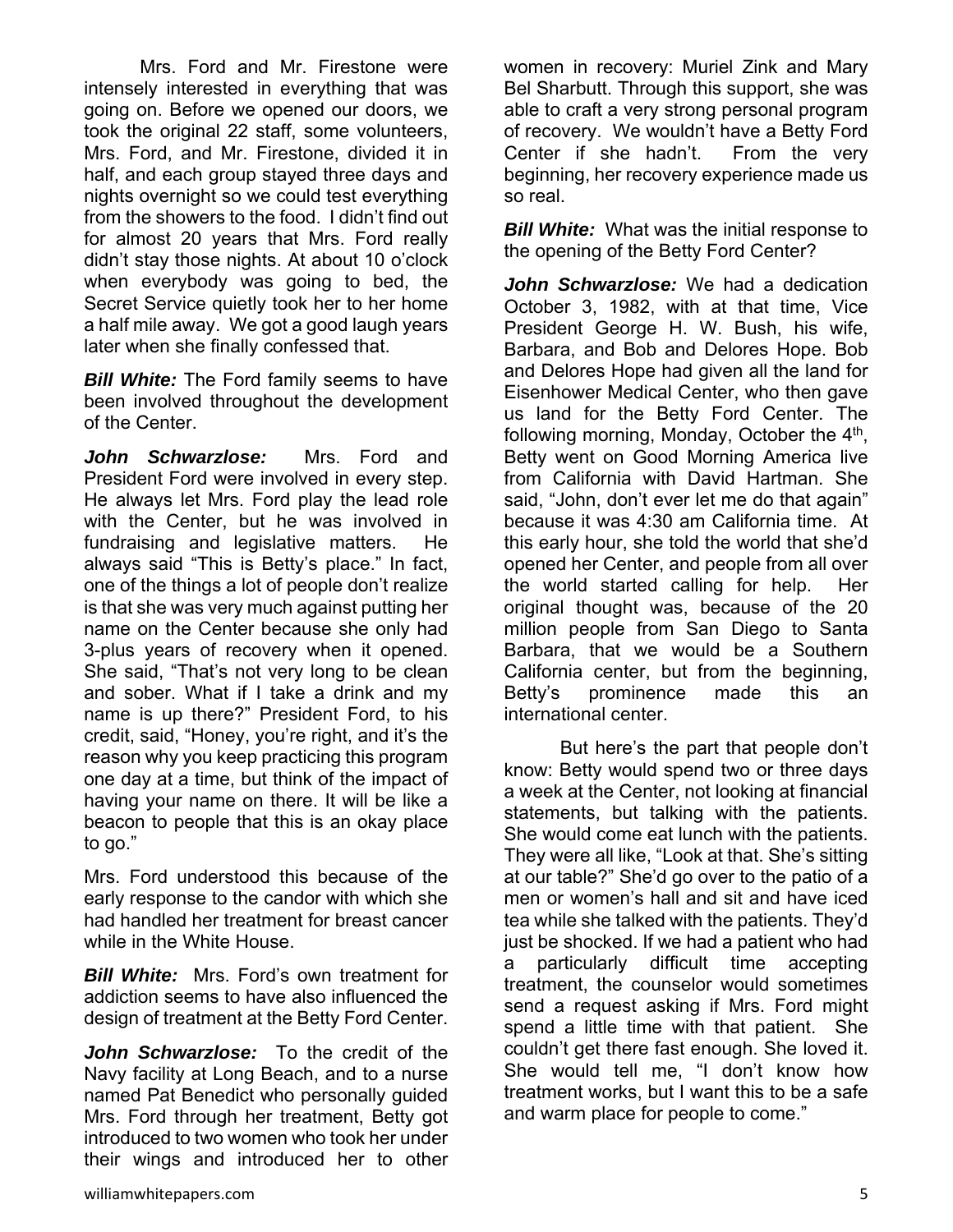Mrs. Ford and Mr. Firestone were intensely interested in everything that was going on. Before we opened our doors, we took the original 22 staff, some volunteers, Mrs. Ford, and Mr. Firestone, divided it in half, and each group stayed three days and nights overnight so we could test everything from the showers to the food. I didn't find out for almost 20 years that Mrs. Ford really didn't stay those nights. At about 10 o'clock when everybody was going to bed, the Secret Service quietly took her to her home a half mile away. We got a good laugh years later when she finally confessed that.

***Bill White:*** The Ford family seems to have been involved throughout the development of the Center.

***John Schwarzlose:*** Mrs. Ford and President Ford were involved in every step. He always let Mrs. Ford play the lead role with the Center, but he was involved in fundraising and legislative matters. He always said "This is Betty's place." In fact, one of the things a lot of people don't realize is that she was very much against putting her name on the Center because she only had 3-plus years of recovery when it opened. She said, "That's not very long to be clean and sober. What if I take a drink and my name is up there?" President Ford, to his credit, said, "Honey, you're right, and it's the reason why you keep practicing this program one day at a time, but think of the impact of having your name on there. It will be like a beacon to people that this is an okay place to go."

Mrs. Ford understood this because of the early response to the candor with which she had handled her treatment for breast cancer while in the White House.

***Bill White:*** Mrs. Ford's own treatment for addiction seems to have also influenced the design of treatment at the Betty Ford Center.

***John Schwarzlose:*** To the credit of the Navy facility at Long Beach, and to a nurse named Pat Benedict who personally guided Mrs. Ford through her treatment, Betty got introduced to two women who took her under their wings and introduced her to other women in recovery: Muriel Zink and Mary Bel Sharbutt. Through this support, she was able to craft a very strong personal program of recovery. We wouldn't have a Betty Ford Center if she hadn't. From the very beginning, her recovery experience made us so real.

***Bill White:*** What was the initial response to the opening of the Betty Ford Center?

***John Schwarzlose:*** We had a dedication October 3, 1982, with at that time, Vice President George H. W. Bush, his wife, Barbara, and Bob and Delores Hope. Bob and Delores Hope had given all the land for Eisenhower Medical Center, who then gave us land for the Betty Ford Center. The following morning, Monday, October the 4th, Betty went on Good Morning America live from California with David Hartman. She said, "John, don't ever let me do that again" because it was 4:30 am California time. At this early hour, she told the world that she'd opened her Center, and people from all over the world started calling for help. Her original thought was, because of the 20 million people from San Diego to Santa Barbara, that we would be a Southern California center, but from the beginning, Betty's prominence made this an international center.

But here's the part that people don't know: Betty would spend two or three days a week at the Center, not looking at financial statements, but talking with the patients. She would come eat lunch with the patients. They were all like, "Look at that. She's sitting at our table?" She'd go over to the patio of a men or women's hall and sit and have iced tea while she talked with the patients. They'd just be shocked. If we had a patient who had a particularly difficult time accepting treatment, the counselor would sometimes send a request asking if Mrs. Ford might spend a little time with that patient. She couldn't get there fast enough. She loved it. She would tell me, "I don't know how treatment works, but I want this to be a safe and warm place for people to come."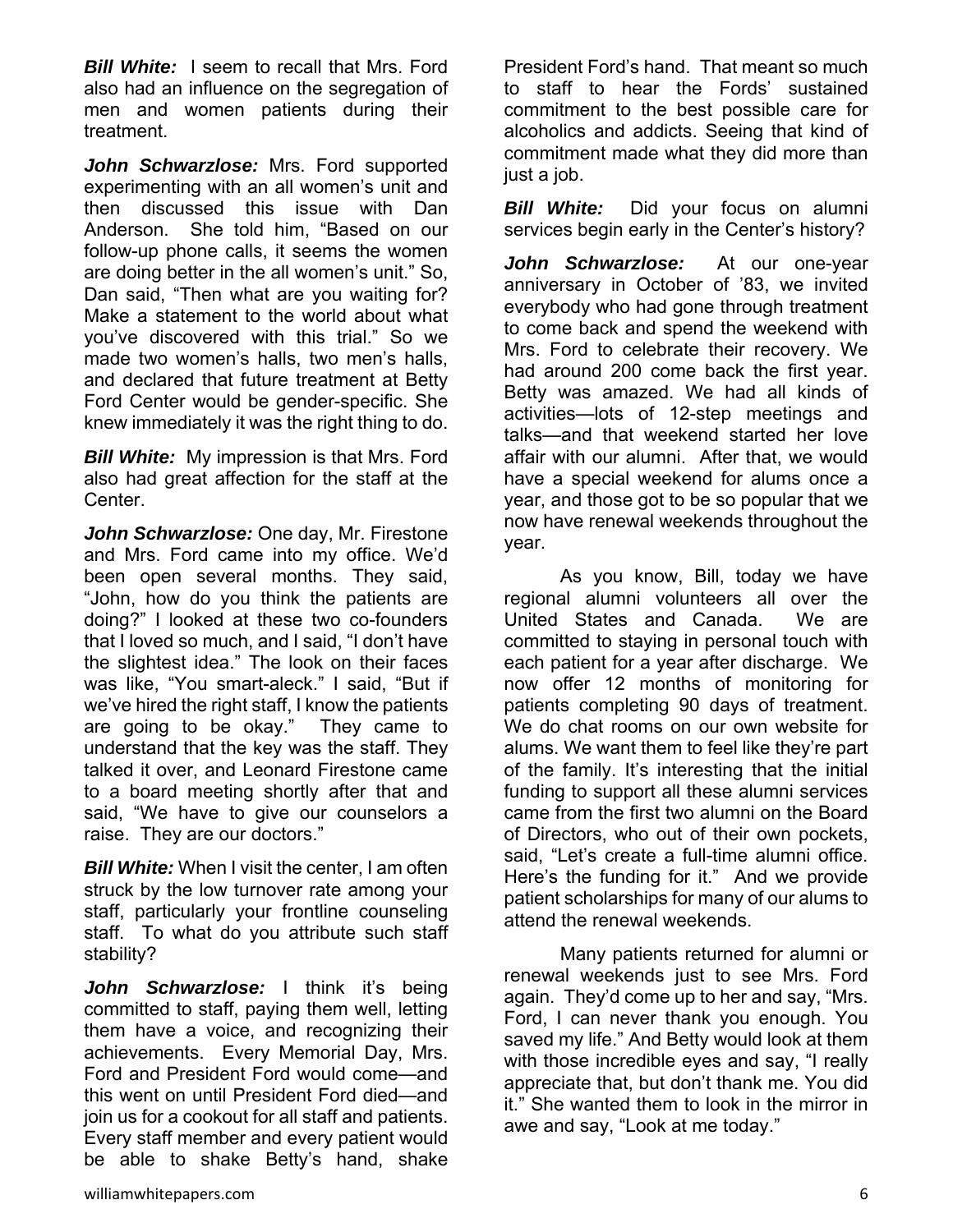***Bill White:*** I seem to recall that Mrs. Ford also had an influence on the segregation of men and women patients during their treatment.

***John Schwarzlose:*** Mrs. Ford supported experimenting with an all women's unit and then discussed this issue with Dan Anderson. She told him, "Based on our follow-up phone calls, it seems the women are doing better in the all women's unit." So, Dan said, "Then what are you waiting for? Make a statement to the world about what you've discovered with this trial." So we made two women's halls, two men's halls, and declared that future treatment at Betty Ford Center would be gender-specific. She knew immediately it was the right thing to do.

***Bill White:*** My impression is that Mrs. Ford also had great affection for the staff at the Center.

***John Schwarzlose:*** One day, Mr. Firestone and Mrs. Ford came into my office. We'd been open several months. They said, "John, how do you think the patients are doing?" I looked at these two co-founders that I loved so much, and I said, "I don't have the slightest idea." The look on their faces was like, "You smart-aleck." I said, "But if we've hired the right staff, I know the patients are going to be okay." They came to understand that the key was the staff. They talked it over, and Leonard Firestone came to a board meeting shortly after that and said, "We have to give our counselors a raise. They are our doctors."

***Bill White:*** When I visit the center, I am often struck by the low turnover rate among your staff, particularly your frontline counseling staff. To what do you attribute such staff stability?

***John Schwarzlose:*** I think it's being committed to staff, paying them well, letting them have a voice, and recognizing their achievements. Every Memorial Day, Mrs. Ford and President Ford would come—and this went on until President Ford died—and join us for a cookout for all staff and patients. Every staff member and every patient would be able to shake Betty's hand, shake President Ford's hand. That meant so much to staff to hear the Fords' sustained commitment to the best possible care for alcoholics and addicts. Seeing that kind of commitment made what they did more than just a job.

***Bill White:*** Did your focus on alumni services begin early in the Center's history?

***John Schwarzlose:*** At our one-year anniversary in October of '83, we invited everybody who had gone through treatment to come back and spend the weekend with Mrs. Ford to celebrate their recovery. We had around 200 come back the first year. Betty was amazed. We had all kinds of activities—lots of 12-step meetings and talks—and that weekend started her love affair with our alumni. After that, we would have a special weekend for alums once a year, and those got to be so popular that we now have renewal weekends throughout the year.

As you know, Bill, today we have regional alumni volunteers all over the United States and Canada. We are committed to staying in personal touch with each patient for a year after discharge. We now offer 12 months of monitoring for patients completing 90 days of treatment. We do chat rooms on our own website for alums. We want them to feel like they're part of the family. It's interesting that the initial funding to support all these alumni services came from the first two alumni on the Board of Directors, who out of their own pockets, said, "Let's create a full-time alumni office. Here's the funding for it." And we provide patient scholarships for many of our alums to attend the renewal weekends.

Many patients returned for alumni or renewal weekends just to see Mrs. Ford again. They'd come up to her and say, "Mrs. Ford, I can never thank you enough. You saved my life." And Betty would look at them with those incredible eyes and say, "I really appreciate that, but don't thank me. You did it." She wanted them to look in the mirror in awe and say, "Look at me today."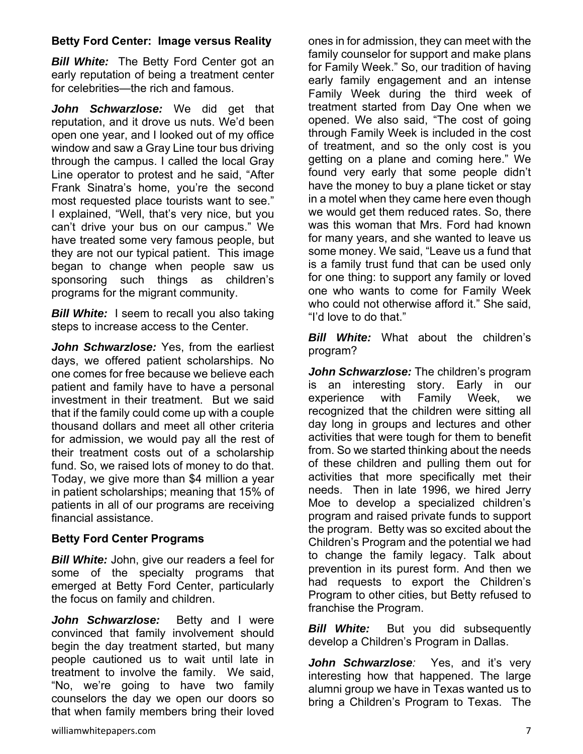### Betty Ford Center: Image versus Reality

***Bill White:*** The Betty Ford Center got an early reputation of being a treatment center for celebrities—the rich and famous.

***John Schwarzlose:*** We did get that reputation, and it drove us nuts. We'd been open one year, and I looked out of my office window and saw a Gray Line tour bus driving through the campus. I called the local Gray Line operator to protest and he said, "After Frank Sinatra's home, you're the second most requested place tourists want to see." I explained, "Well, that's very nice, but you can't drive your bus on our campus." We have treated some very famous people, but they are not our typical patient. This image began to change when people saw us sponsoring such things as children's programs for the migrant community.

***Bill White:*** I seem to recall you also taking steps to increase access to the Center.

***John Schwarzlose:*** Yes, from the earliest days, we offered patient scholarships. No one comes for free because we believe each patient and family have to have a personal investment in their treatment. But we said that if the family could come up with a couple thousand dollars and meet all other criteria for admission, we would pay all the rest of their treatment costs out of a scholarship fund. So, we raised lots of money to do that. Today, we give more than $4 million a year in patient scholarships; meaning that 15% of patients in all of our programs are receiving financial assistance.

### Betty Ford Center Programs

***Bill White:*** John, give our readers a feel for some of the specialty programs that emerged at Betty Ford Center, particularly the focus on family and children.

***John Schwarzlose:*** Betty and I were convinced that family involvement should begin the day treatment started, but many people cautioned us to wait until late in treatment to involve the family. We said, "No, we're going to have two family counselors the day we open our doors so that when family members bring their loved ones in for admission, they can meet with the family counselor for support and make plans for Family Week." So, our tradition of having early family engagement and an intense Family Week during the third week of treatment started from Day One when we opened. We also said, "The cost of going through Family Week is included in the cost of treatment, and so the only cost is you getting on a plane and coming here." We found very early that some people didn't have the money to buy a plane ticket or stay in a motel when they came here even though we would get them reduced rates. So, there was this woman that Mrs. Ford had known for many years, and she wanted to leave us some money. We said, "Leave us a fund that is a family trust fund that can be used only for one thing: to support any family or loved one who wants to come for Family Week who could not otherwise afford it." She said, "I'd love to do that."

***Bill White:*** What about the children's program?

***John Schwarzlose:*** The children's program is an interesting story. Early in our experience with Family Week, we recognized that the children were sitting all day long in groups and lectures and other activities that were tough for them to benefit from. So we started thinking about the needs of these children and pulling them out for activities that more specifically met their needs. Then in late 1996, we hired Jerry Moe to develop a specialized children's program and raised private funds to support the program. Betty was so excited about the Children's Program and the potential we had to change the family legacy. Talk about prevention in its purest form. And then we had requests to export the Children's Program to other cities, but Betty refused to franchise the Program.

***Bill White:*** But you did subsequently develop a Children's Program in Dallas.

***John Schwarzlose:*** Yes, and it's very interesting how that happened. The large alumni group we have in Texas wanted us to bring a Children's Program to Texas. The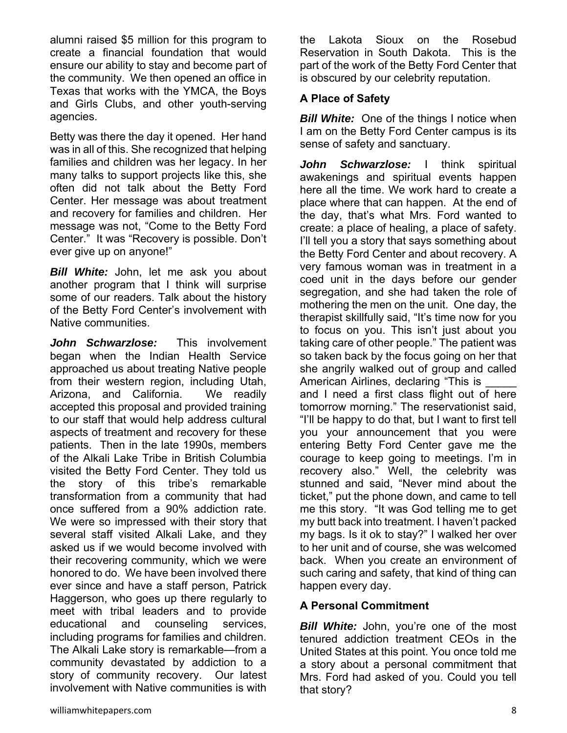alumni raised $5 million for this program to create a financial foundation that would ensure our ability to stay and become part of the community. We then opened an office in Texas that works with the YMCA, the Boys and Girls Clubs, and other youth-serving agencies.

Betty was there the day it opened. Her hand was in all of this. She recognized that helping families and children was her legacy. In her many talks to support projects like this, she often did not talk about the Betty Ford Center. Her message was about treatment and recovery for families and children. Her message was not, "Come to the Betty Ford Center." It was "Recovery is possible. Don't ever give up on anyone!"

***Bill White:*** John, let me ask you about another program that I think will surprise some of our readers. Talk about the history of the Betty Ford Center's involvement with Native communities.

***John Schwarzlose:*** This involvement began when the Indian Health Service approached us about treating Native people from their western region, including Utah, Arizona, and California. We readily accepted this proposal and provided training to our staff that would help address cultural aspects of treatment and recovery for these patients. Then in the late 1990s, members of the Alkali Lake Tribe in British Columbia visited the Betty Ford Center. They told us the story of this tribe's remarkable transformation from a community that had once suffered from a 90% addiction rate. We were so impressed with their story that several staff visited Alkali Lake, and they asked us if we would become involved with their recovering community, which we were honored to do. We have been involved there ever since and have a staff person, Patrick Haggerson, who goes up there regularly to meet with tribal leaders and to provide educational and counseling services, including programs for families and children. The Alkali Lake story is remarkable—from a community devastated by addiction to a story of community recovery. Our latest involvement with Native communities is with the Lakota Sioux on the Rosebud Reservation in South Dakota. This is the part of the work of the Betty Ford Center that is obscured by our celebrity reputation.

**A Place of Safety**

***Bill White:*** One of the things I notice when I am on the Betty Ford Center campus is its sense of safety and sanctuary.

***John Schwarzlose:*** I think spiritual awakenings and spiritual events happen here all the time. We work hard to create a place where that can happen. At the end of the day, that's what Mrs. Ford wanted to create: a place of healing, a place of safety. I'll tell you a story that says something about the Betty Ford Center and about recovery. A very famous woman was in treatment in a coed unit in the days before our gender segregation, and she had taken the role of mothering the men on the unit. One day, the therapist skillfully said, "It's time now for you to focus on you. This isn't just about you taking care of other people." The patient was so taken back by the focus going on her that she angrily walked out of group and called American Airlines, declaring "This is _____ and I need a first class flight out of here tomorrow morning." The reservationist said, "I'll be happy to do that, but I want to first tell you your announcement that you were entering Betty Ford Center gave me the courage to keep going to meetings. I'm in recovery also." Well, the celebrity was stunned and said, "Never mind about the ticket," put the phone down, and came to tell me this story. "It was God telling me to get my butt back into treatment. I haven't packed my bags. Is it ok to stay?" I walked her over to her unit and of course, she was welcomed back. When you create an environment of such caring and safety, that kind of thing can happen every day.

**A Personal Commitment**

***Bill White:*** John, you're one of the most tenured addiction treatment CEOs in the United States at this point. You once told me a story about a personal commitment that Mrs. Ford had asked of you. Could you tell that story?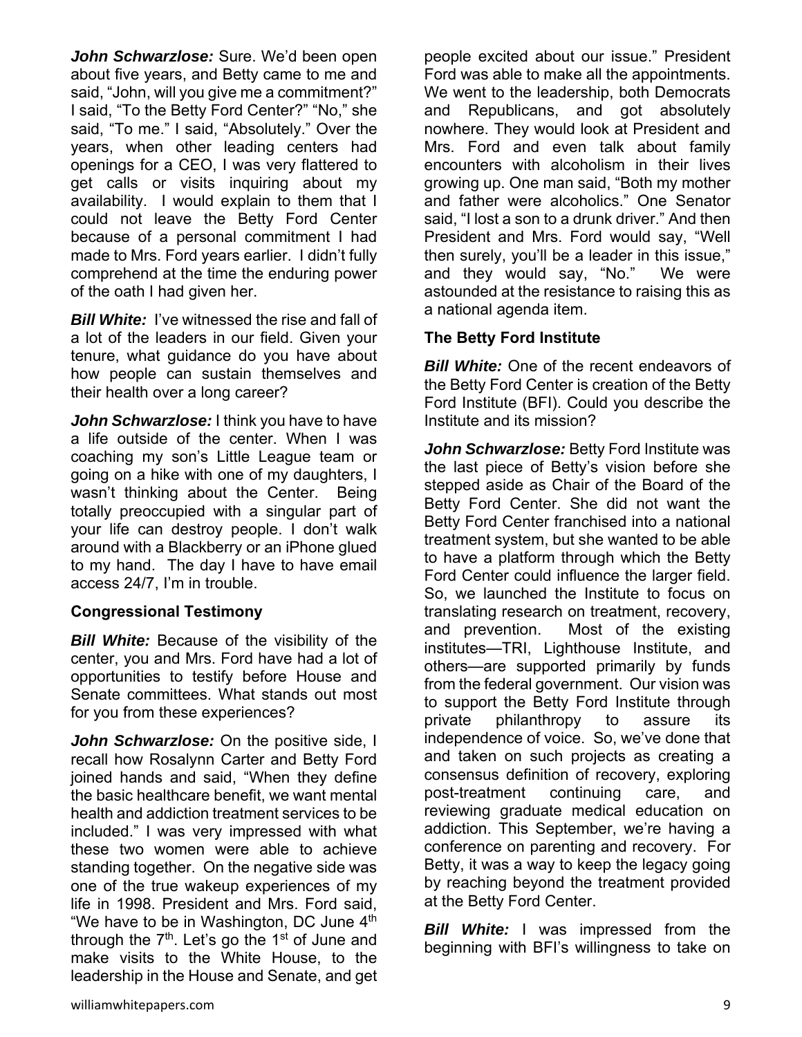***John Schwarzlose:*** Sure. We'd been open about five years, and Betty came to me and said, "John, will you give me a commitment?" I said, "To the Betty Ford Center?" "No," she said, "To me." I said, "Absolutely." Over the years, when other leading centers had openings for a CEO, I was very flattered to get calls or visits inquiring about my availability. I would explain to them that I could not leave the Betty Ford Center because of a personal commitment I had made to Mrs. Ford years earlier. I didn't fully comprehend at the time the enduring power of the oath I had given her.

***Bill White:*** I've witnessed the rise and fall of a lot of the leaders in our field. Given your tenure, what guidance do you have about how people can sustain themselves and their health over a long career?

***John Schwarzlose:*** I think you have to have a life outside of the center. When I was coaching my son's Little League team or going on a hike with one of my daughters, I wasn't thinking about the Center. Being totally preoccupied with a singular part of your life can destroy people. I don't walk around with a Blackberry or an iPhone glued to my hand. The day I have to have email access 24/7, I'm in trouble.

**Congressional Testimony**

***Bill White:*** Because of the visibility of the center, you and Mrs. Ford have had a lot of opportunities to testify before House and Senate committees. What stands out most for you from these experiences?

***John Schwarzlose:*** On the positive side, I recall how Rosalynn Carter and Betty Ford joined hands and said, "When they define the basic healthcare benefit, we want mental health and addiction treatment services to be included." I was very impressed with what these two women were able to achieve standing together. On the negative side was one of the true wakeup experiences of my life in 1998. President and Mrs. Ford said, "We have to be in Washington, DC June 4th through the 7th. Let's go the 1st of June and make visits to the White House, to the leadership in the House and Senate, and get people excited about our issue." President Ford was able to make all the appointments. We went to the leadership, both Democrats and Republicans, and got absolutely nowhere. They would look at President and Mrs. Ford and even talk about family encounters with alcoholism in their lives growing up. One man said, "Both my mother and father were alcoholics." One Senator said, "I lost a son to a drunk driver." And then President and Mrs. Ford would say, "Well then surely, you'll be a leader in this issue," and they would say, "No." We were astounded at the resistance to raising this as a national agenda item.

**The Betty Ford Institute**

***Bill White:*** One of the recent endeavors of the Betty Ford Center is creation of the Betty Ford Institute (BFI). Could you describe the Institute and its mission?

***John Schwarzlose:*** Betty Ford Institute was the last piece of Betty's vision before she stepped aside as Chair of the Board of the Betty Ford Center. She did not want the Betty Ford Center franchised into a national treatment system, but she wanted to be able to have a platform through which the Betty Ford Center could influence the larger field. So, we launched the Institute to focus on translating research on treatment, recovery, and prevention. Most of the existing institutes—TRI, Lighthouse Institute, and others—are supported primarily by funds from the federal government. Our vision was to support the Betty Ford Institute through private philanthropy to assure its independence of voice. So, we've done that and taken on such projects as creating a consensus definition of recovery, exploring post-treatment continuing care, and reviewing graduate medical education on addiction. This September, we're having a conference on parenting and recovery. For Betty, it was a way to keep the legacy going by reaching beyond the treatment provided at the Betty Ford Center.

***Bill White:*** I was impressed from the beginning with BFI's willingness to take on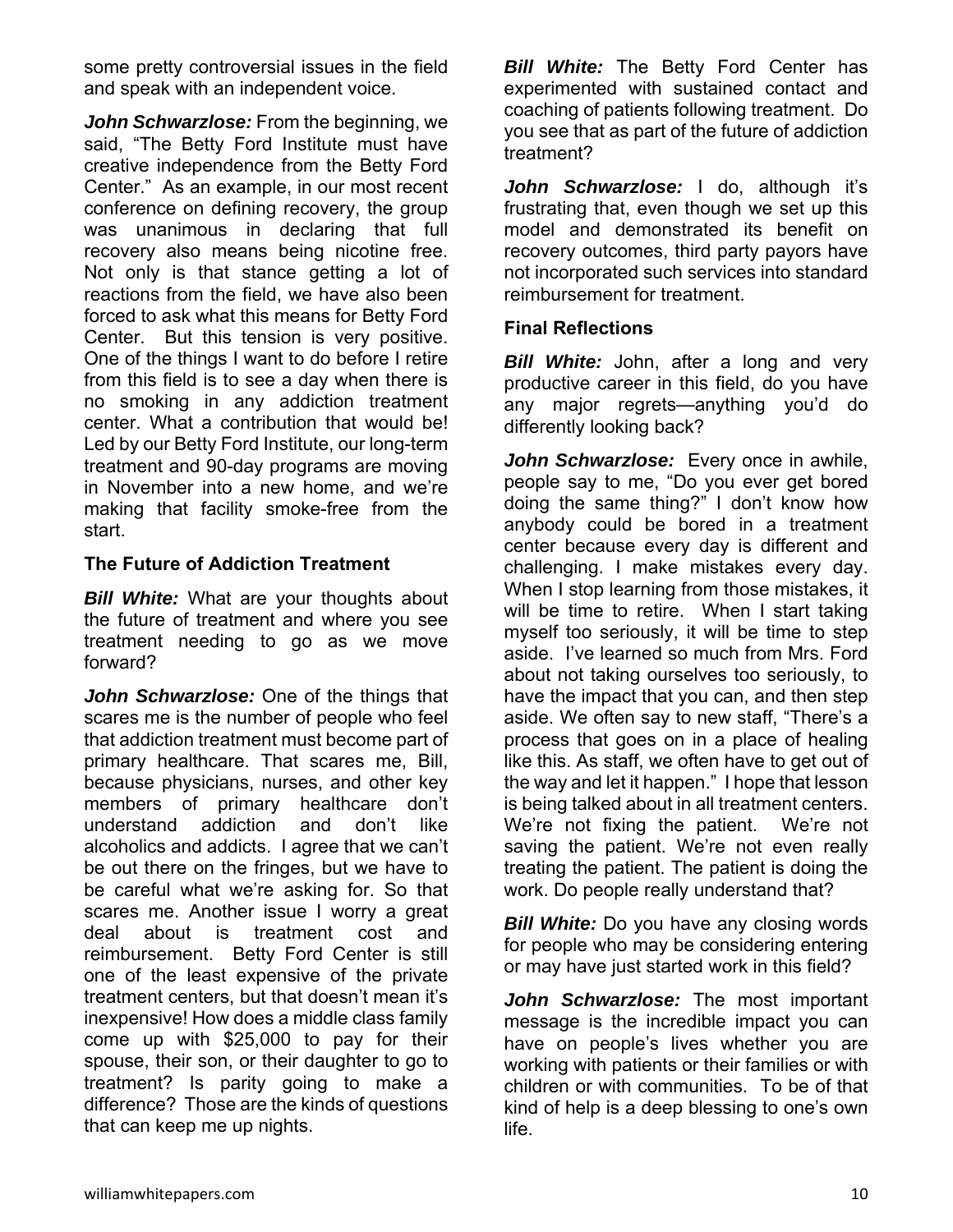some pretty controversial issues in the field and speak with an independent voice.

***John Schwarzlose:*** From the beginning, we said, "The Betty Ford Institute must have creative independence from the Betty Ford Center." As an example, in our most recent conference on defining recovery, the group was unanimous in declaring that full recovery also means being nicotine free. Not only is that stance getting a lot of reactions from the field, we have also been forced to ask what this means for Betty Ford Center. But this tension is very positive. One of the things I want to do before I retire from this field is to see a day when there is no smoking in any addiction treatment center. What a contribution that would be! Led by our Betty Ford Institute, our long-term treatment and 90-day programs are moving in November into a new home, and we're making that facility smoke-free from the start.

**The Future of Addiction Treatment**

***Bill White:*** What are your thoughts about the future of treatment and where you see treatment needing to go as we move forward?

***John Schwarzlose:*** One of the things that scares me is the number of people who feel that addiction treatment must become part of primary healthcare. That scares me, Bill, because physicians, nurses, and other key members of primary healthcare don't understand addiction and don't like alcoholics and addicts. I agree that we can't be out there on the fringes, but we have to be careful what we're asking for. So that scares me. Another issue I worry a great deal about is treatment cost and reimbursement. Betty Ford Center is still one of the least expensive of the private treatment centers, but that doesn't mean it's inexpensive! How does a middle class family come up with $25,000 to pay for their spouse, their son, or their daughter to go to treatment? Is parity going to make a difference? Those are the kinds of questions that can keep me up nights.

***Bill White:*** The Betty Ford Center has experimented with sustained contact and coaching of patients following treatment. Do you see that as part of the future of addiction treatment?

***John Schwarzlose:*** I do, although it's frustrating that, even though we set up this model and demonstrated its benefit on recovery outcomes, third party payors have not incorporated such services into standard reimbursement for treatment.

**Final Reflections**

***Bill White:*** John, after a long and very productive career in this field, do you have any major regrets—anything you'd do differently looking back?

***John Schwarzlose:*** Every once in awhile, people say to me, "Do you ever get bored doing the same thing?" I don't know how anybody could be bored in a treatment center because every day is different and challenging. I make mistakes every day. When I stop learning from those mistakes, it will be time to retire. When I start taking myself too seriously, it will be time to step aside. I've learned so much from Mrs. Ford about not taking ourselves too seriously, to have the impact that you can, and then step aside. We often say to new staff, "There's a process that goes on in a place of healing like this. As staff, we often have to get out of the way and let it happen." I hope that lesson is being talked about in all treatment centers. We're not fixing the patient. We're not saving the patient. We're not even really treating the patient. The patient is doing the work. Do people really understand that?

***Bill White:*** Do you have any closing words for people who may be considering entering or may have just started work in this field?

***John Schwarzlose:*** The most important message is the incredible impact you can have on people's lives whether you are working with patients or their families or with children or with communities. To be of that kind of help is a deep blessing to one's own life.